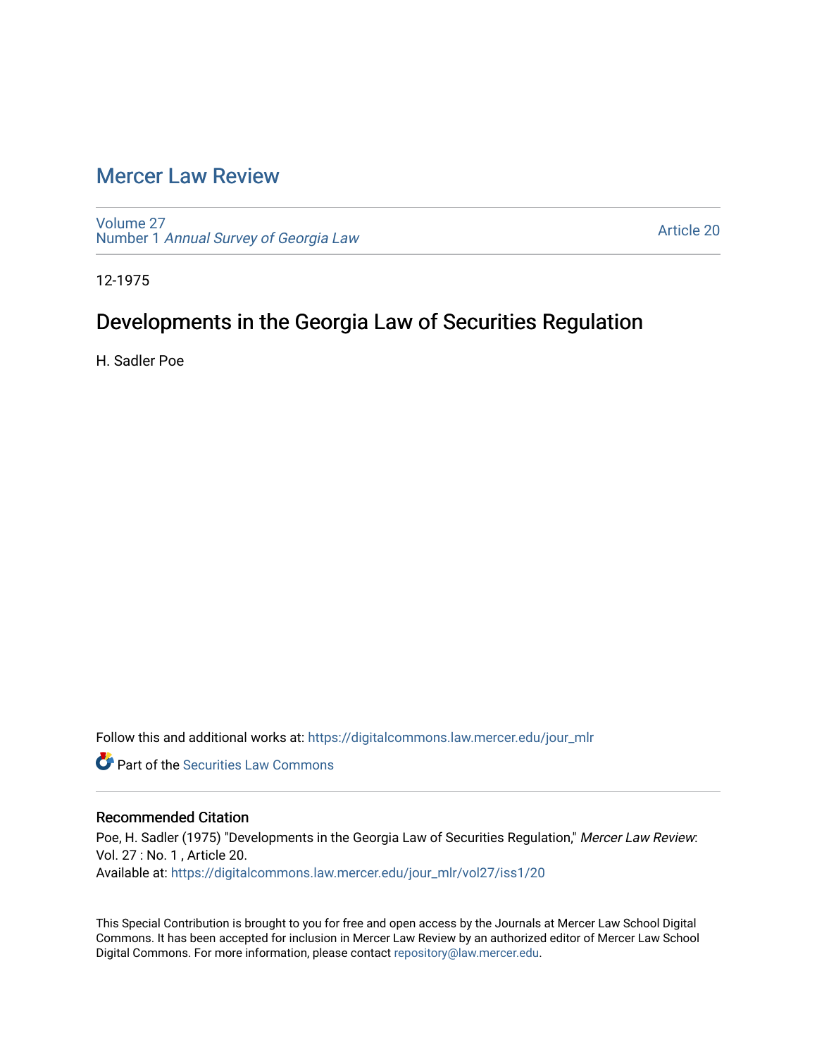# Mercer Law Review

Volume 27
Number 1 *Annual Survey of Georgia Law*

Article 20

12-1975

## Developments in the Georgia Law of Securities Regulation

H. Sadler Poe

Follow this and additional works at: https://digitalcommons.law.mercer.edu/jour_mlr

Part of the Securities Law Commons

### Recommended Citation

Poe, H. Sadler (1975) "Developments in the Georgia Law of Securities Regulation," *Mercer Law Review*: Vol. 27 : No. 1 , Article 20.
Available at: https://digitalcommons.law.mercer.edu/jour_mlr/vol27/iss1/20

This Special Contribution is brought to you for free and open access by the Journals at Mercer Law School Digital Commons. It has been accepted for inclusion in Mercer Law Review by an authorized editor of Mercer Law School Digital Commons. For more information, please contact repository@law.mercer.edu.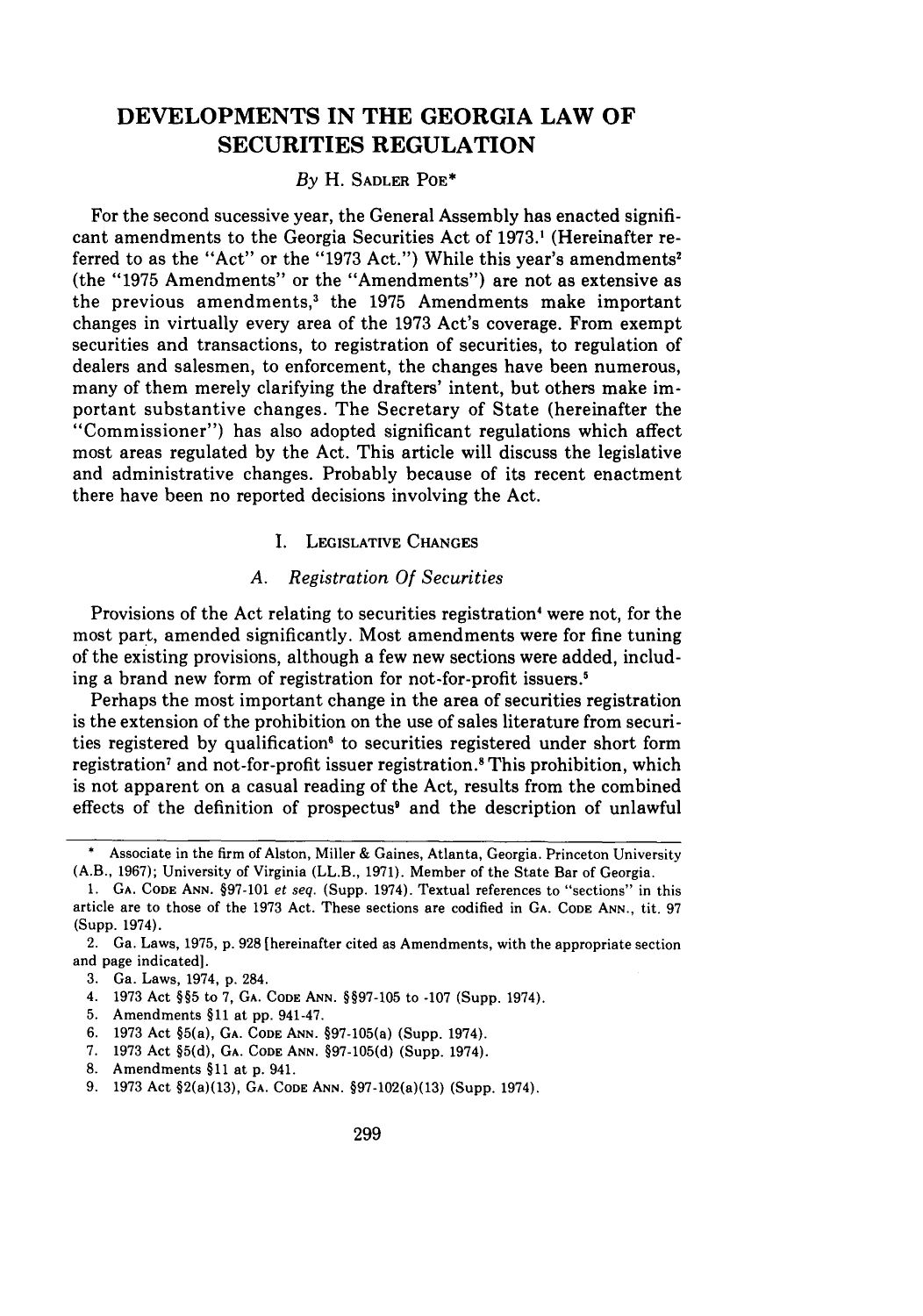# DEVELOPMENTS IN THE GEORGIA LAW OF SECURITIES REGULATION

*By* H. SADLER POE*

For the second sucessive year, the General Assembly has enacted significant amendments to the Georgia Securities Act of 1973.[1] (Hereinafter referred to as the "Act" or the "1973 Act.") While this year's amendments[2] (the "1975 Amendments" or the "Amendments") are not as extensive as the previous amendments,[3] the 1975 Amendments make important changes in virtually every area of the 1973 Act's coverage. From exempt securities and transactions, to registration of securities, to regulation of dealers and salesmen, to enforcement, the changes have been numerous, many of them merely clarifying the drafters' intent, but others make important substantive changes. The Secretary of State (hereinafter the "Commissioner") has also adopted significant regulations which affect most areas regulated by the Act. This article will discuss the legislative and administrative changes. Probably because of its recent enactment there have been no reported decisions involving the Act.

## I. LEGISLATIVE CHANGES

### *A. Registration Of Securities*

Provisions of the Act relating to securities registration[4] were not, for the most part, amended significantly. Most amendments were for fine tuning of the existing provisions, although a few new sections were added, including a brand new form of registration for not-for-profit issuers.[5]

Perhaps the most important change in the area of securities registration is the extension of the prohibition on the use of sales literature from securities registered by qualification[6] to securities registered under short form registration[7] and not-for-profit issuer registration.[8] This prohibition, which is not apparent on a casual reading of the Act, results from the combined effects of the definition of prospectus[9] and the description of unlawful

---

\* Associate in the firm of Alston, Miller & Gaines, Atlanta, Georgia. Princeton University (A.B., 1967); University of Virginia (LL.B., 1971). Member of the State Bar of Georgia.

1. GA. CODE ANN. §97-101 *et seq.* (Supp. 1974). Textual references to "sections" in this article are to those of the 1973 Act. These sections are codified in GA. CODE ANN., tit. 97 (Supp. 1974).

2. Ga. Laws, 1975, p. 928 [hereinafter cited as Amendments, with the appropriate section and page indicated].

3. Ga. Laws, 1974, p. 284.

4. 1973 Act §§5 to 7, GA. CODE ANN. §§97-105 to -107 (Supp. 1974).

5. Amendments §11 at pp. 941-47.

6. 1973 Act §5(a), GA. CODE ANN. §97-105(a) (Supp. 1974).

7. 1973 Act §5(d), GA. CODE ANN. §97-105(d) (Supp. 1974).

8. Amendments §11 at p. 941.

9. 1973 Act §2(a)(13), GA. CODE ANN. §97-102(a)(13) (Supp. 1974).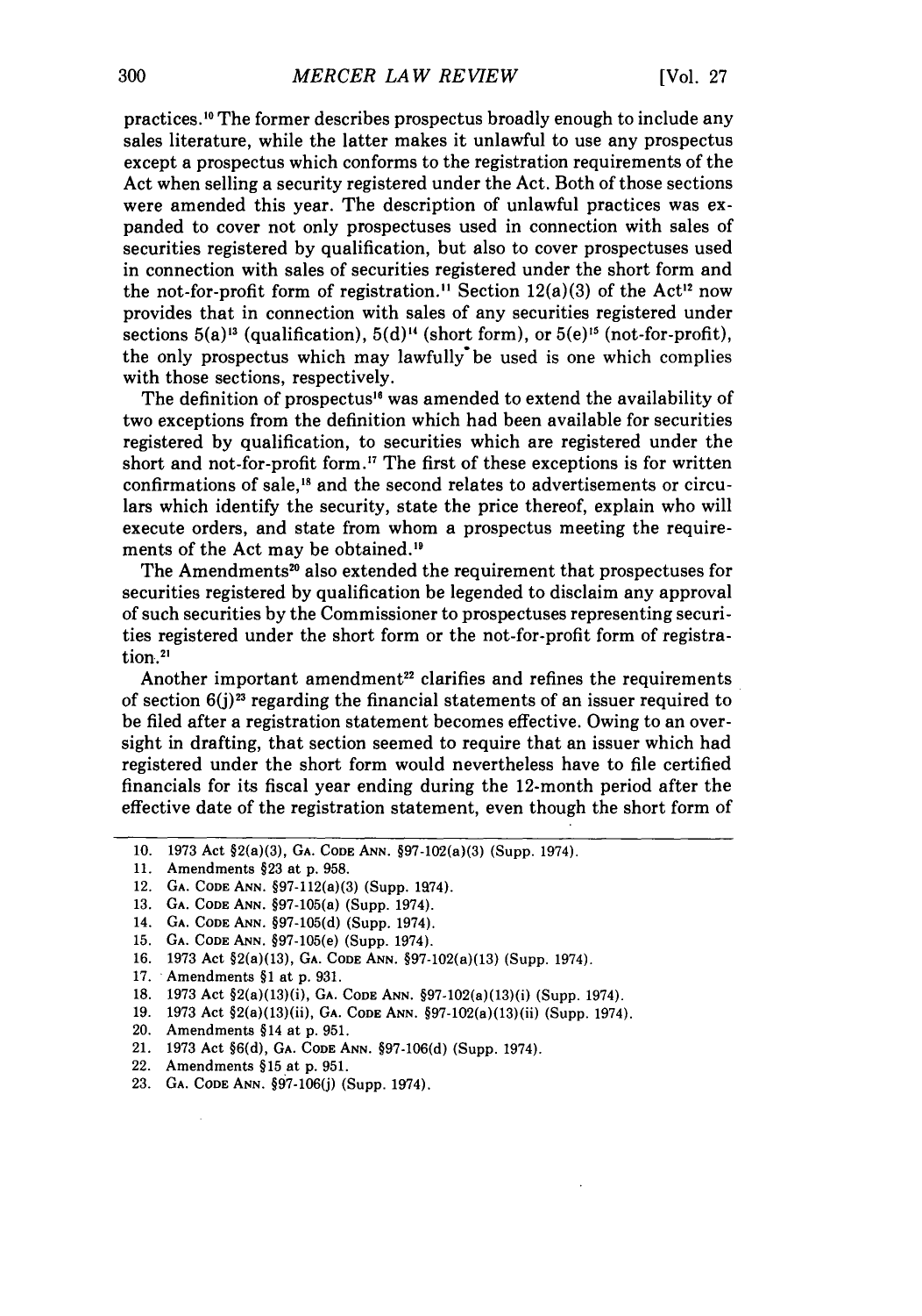practices.[10] The former describes prospectus broadly enough to include any sales literature, while the latter makes it unlawful to use any prospectus except a prospectus which conforms to the registration requirements of the Act when selling a security registered under the Act. Both of those sections were amended this year. The description of unlawful practices was expanded to cover not only prospectuses used in connection with sales of securities registered by qualification, but also to cover prospectuses used in connection with sales of securities registered under the short form and the not-for-profit form of registration.[11] Section 12(a)(3) of the Act[12] now provides that in connection with sales of any securities registered under sections 5(a)[13] (qualification), 5(d)[14] (short form), or 5(e)[15] (not-for-profit), the only prospectus which may lawfully be used is one which complies with those sections, respectively.

The definition of prospectus[16] was amended to extend the availability of two exceptions from the definition which had been available for securities registered by qualification, to securities which are registered under the short and not-for-profit form.[17] The first of these exceptions is for written confirmations of sale,[18] and the second relates to advertisements or circulars which identify the security, state the price thereof, explain who will execute orders, and state from whom a prospectus meeting the requirements of the Act may be obtained.[19]

The Amendments[20] also extended the requirement that prospectuses for securities registered by qualification be legended to disclaim any approval of such securities by the Commissioner to prospectuses representing securities registered under the short form or the not-for-profit form of registration.[21]

Another important amendment[22] clarifies and refines the requirements of section 6(j)[23] regarding the financial statements of an issuer required to be filed after a registration statement becomes effective. Owing to an oversight in drafting, that section seemed to require that an issuer which had registered under the short form would nevertheless have to file certified financials for its fiscal year ending during the 12-month period after the effective date of the registration statement, even though the short form of

10. 1973 Act §2(a)(3), GA. CODE ANN. §97-102(a)(3) (Supp. 1974).
11. Amendments §23 at p. 958.
12. GA. CODE ANN. §97-112(a)(3) (Supp. 1974).
13. GA. CODE ANN. §97-105(a) (Supp. 1974).
14. GA. CODE ANN. §97-105(d) (Supp. 1974).
15. GA. CODE ANN. §97-105(e) (Supp. 1974).
16. 1973 Act §2(a)(13), GA. CODE ANN. §97-102(a)(13) (Supp. 1974).
17. Amendments §1 at p. 931.
18. 1973 Act §2(a)(13)(i), GA. CODE ANN. §97-102(a)(13)(i) (Supp. 1974).
19. 1973 Act §2(a)(13)(ii), GA. CODE ANN. §97-102(a)(13)(ii) (Supp. 1974).
20. Amendments §14 at p. 951.
21. 1973 Act §6(d), GA. CODE ANN. §97-106(d) (Supp. 1974).
22. Amendments §15 at p. 951.
23. GA. CODE ANN. §97-106(j) (Supp. 1974).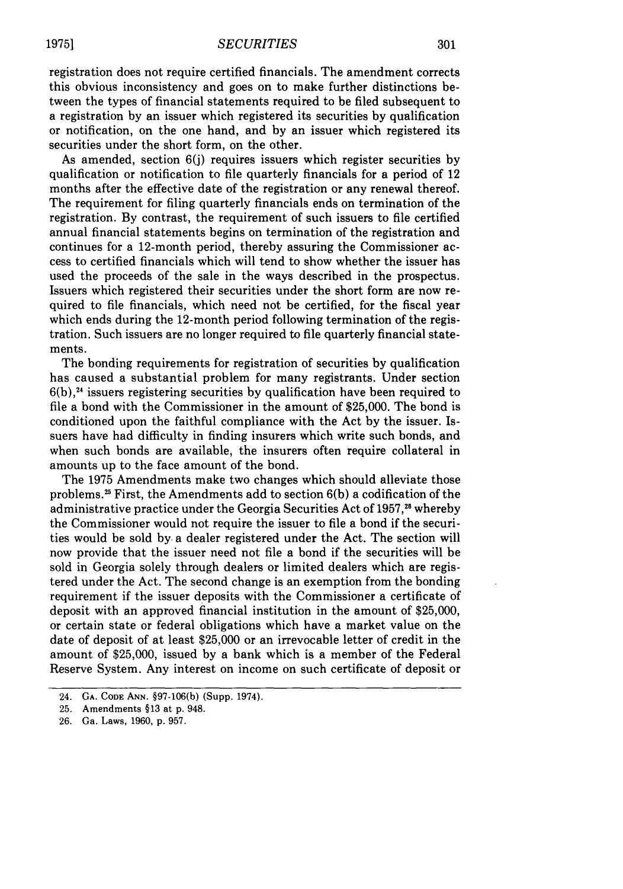registration does not require certified financials. The amendment corrects this obvious inconsistency and goes on to make further distinctions between the types of financial statements required to be filed subsequent to a registration by an issuer which registered its securities by qualification or notification, on the one hand, and by an issuer which registered its securities under the short form, on the other.

As amended, section 6(j) requires issuers which register securities by qualification or notification to file quarterly financials for a period of 12 months after the effective date of the registration or any renewal thereof. The requirement for filing quarterly financials ends on termination of the registration. By contrast, the requirement of such issuers to file certified annual financial statements begins on termination of the registration and continues for a 12-month period, thereby assuring the Commissioner access to certified financials which will tend to show whether the issuer has used the proceeds of the sale in the ways described in the prospectus. Issuers which registered their securities under the short form are now required to file financials, which need not be certified, for the fiscal year which ends during the 12-month period following termination of the registration. Such issuers are no longer required to file quarterly financial statements.

The bonding requirements for registration of securities by qualification has caused a substantial problem for many registrants. Under section 6(b),[24] issuers registering securities by qualification have been required to file a bond with the Commissioner in the amount of $25,000. The bond is conditioned upon the faithful compliance with the Act by the issuer. Issuers have had difficulty in finding insurers which write such bonds, and when such bonds are available, the insurers often require collateral in amounts up to the face amount of the bond.

The 1975 Amendments make two changes which should alleviate those problems.[25] First, the Amendments add to section 6(b) a codification of the administrative practice under the Georgia Securities Act of 1957,[26] whereby the Commissioner would not require the issuer to file a bond if the securities would be sold by a dealer registered under the Act. The section will now provide that the issuer need not file a bond if the securities will be sold in Georgia solely through dealers or limited dealers which are registered under the Act. The second change is an exemption from the bonding requirement if the issuer deposits with the Commissioner a certificate of deposit with an approved financial institution in the amount of $25,000, or certain state or federal obligations which have a market value on the date of deposit of at least $25,000 or an irrevocable letter of credit in the amount of $25,000, issued by a bank which is a member of the Federal Reserve System. Any interest on income on such certificate of deposit or

24. GA. CODE ANN. §97-106(b) (Supp. 1974).

25. Amendments §13 at p. 948.

26. Ga. Laws, 1960, p. 957.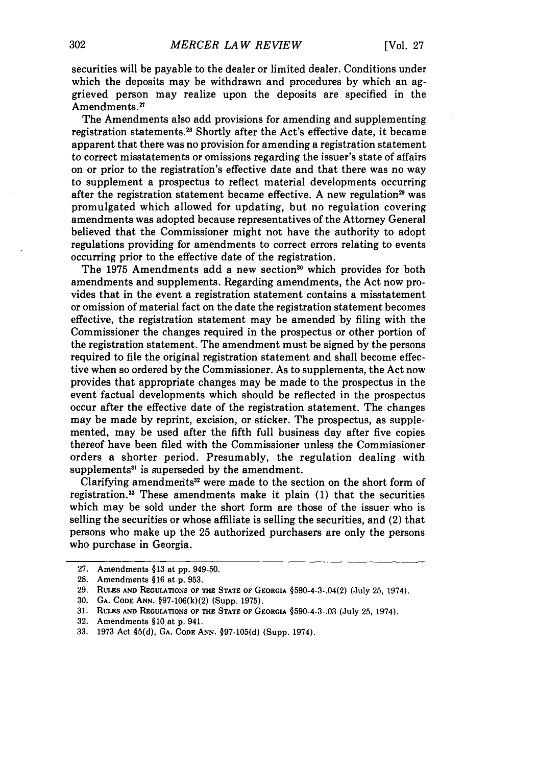securities will be payable to the dealer or limited dealer. Conditions under which the deposits may be withdrawn and procedures by which an aggrieved person may realize upon the deposits are specified in the Amendments.[27]

The Amendments also add provisions for amending and supplementing registration statements.[28] Shortly after the Act's effective date, it became apparent that there was no provision for amending a registration statement to correct misstatements or omissions regarding the issuer's state of affairs on or prior to the registration's effective date and that there was no way to supplement a prospectus to reflect material developments occurring after the registration statement became effective. A new regulation[29] was promulgated which allowed for updating, but no regulation covering amendments was adopted because representatives of the Attorney General believed that the Commissioner might not have the authority to adopt regulations providing for amendments to correct errors relating to events occurring prior to the effective date of the registration.

The 1975 Amendments add a new section[30] which provides for both amendments and supplements. Regarding amendments, the Act now provides that in the event a registration statement contains a misstatement or omission of material fact on the date the registration statement becomes effective, the registration statement may be amended by filing with the Commissioner the changes required in the prospectus or other portion of the registration statement. The amendment must be signed by the persons required to file the original registration statement and shall become effective when so ordered by the Commissioner. As to supplements, the Act now provides that appropriate changes may be made to the prospectus in the event factual developments which should be reflected in the prospectus occur after the effective date of the registration statement. The changes may be made by reprint, excision, or sticker. The prospectus, as supplemented, may be used after the fifth full business day after five copies thereof have been filed with the Commissioner unless the Commissioner orders a shorter period. Presumably, the regulation dealing with supplements[31] is superseded by the amendment.

Clarifying amendments[32] were made to the section on the short form of registration.[33] These amendments make it plain (1) that the securities which may be sold under the short form are those of the issuer who is selling the securities or whose affiliate is selling the securities, and (2) that persons who make up the 25 authorized purchasers are only the persons who purchase in Georgia.

---

27. Amendments §13 at pp. 949-50.

28. Amendments §16 at p. 953.

29. RULES AND REGULATIONS OF THE STATE OF GEORGIA §590-4-3-.04(2) (July 25, 1974).

30. GA. CODE ANN. §97-106(k)(2) (Supp. 1975).

31. RULES AND REGULATIONS OF THE STATE OF GEORGIA §590-4-3-.03 (July 25, 1974).

32. Amendments §10 at p. 941.

33. 1973 Act §5(d), GA. CODE ANN. §97-105(d) (Supp. 1974).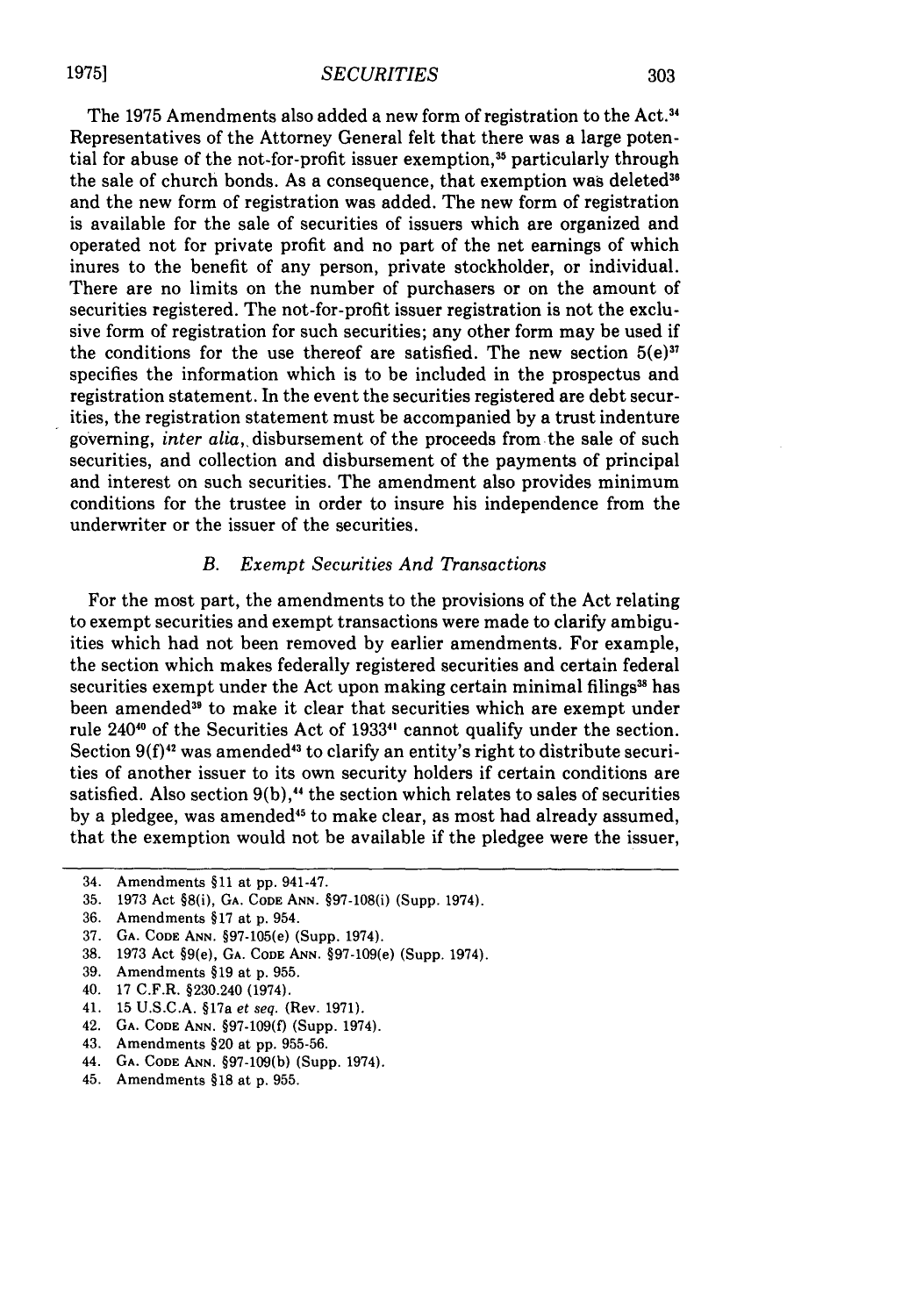The 1975 Amendments also added a new form of registration to the Act.[34] Representatives of the Attorney General felt that there was a large potential for abuse of the not-for-profit issuer exemption,[35] particularly through the sale of church bonds. As a consequence, that exemption was deleted[36] and the new form of registration was added. The new form of registration is available for the sale of securities of issuers which are organized and operated not for private profit and no part of the net earnings of which inures to the benefit of any person, private stockholder, or individual. There are no limits on the number of purchasers or on the amount of securities registered. The not-for-profit issuer registration is not the exclusive form of registration for such securities; any other form may be used if the conditions for the use thereof are satisfied. The new section 5(e)[37] specifies the information which is to be included in the prospectus and registration statement. In the event the securities registered are debt securities, the registration statement must be accompanied by a trust indenture governing, *inter alia*, disbursement of the proceeds from the sale of such securities, and collection and disbursement of the payments of principal and interest on such securities. The amendment also provides minimum conditions for the trustee in order to insure his independence from the underwriter or the issuer of the securities.

### *B. Exempt Securities And Transactions*

For the most part, the amendments to the provisions of the Act relating to exempt securities and exempt transactions were made to clarify ambiguities which had not been removed by earlier amendments. For example, the section which makes federally registered securities and certain federal securities exempt under the Act upon making certain minimal filings[38] has been amended[39] to make it clear that securities which are exempt under rule 240[40] of the Securities Act of 1933[41] cannot qualify under the section. Section 9(f)[42] was amended[43] to clarify an entity's right to distribute securities of another issuer to its own security holders if certain conditions are satisfied. Also section 9(b),[44] the section which relates to sales of securities by a pledgee, was amended[45] to make clear, as most had already assumed, that the exemption would not be available if the pledgee were the issuer,

---

34. Amendments §11 at pp. 941-47.
35. 1973 Act §8(i), GA. CODE ANN. §97-108(i) (Supp. 1974).
36. Amendments §17 at p. 954.
37. GA. CODE ANN. §97-105(e) (Supp. 1974).
38. 1973 Act §9(e), GA. CODE ANN. §97-109(e) (Supp. 1974).
39. Amendments §19 at p. 955.
40. 17 C.F.R. §230.240 (1974).
41. 15 U.S.C.A. §17a *et seq.* (Rev. 1971).
42. GA. CODE ANN. §97-109(f) (Supp. 1974).
43. Amendments §20 at pp. 955-56.
44. GA. CODE ANN. §97-109(b) (Supp. 1974).
45. Amendments §18 at p. 955.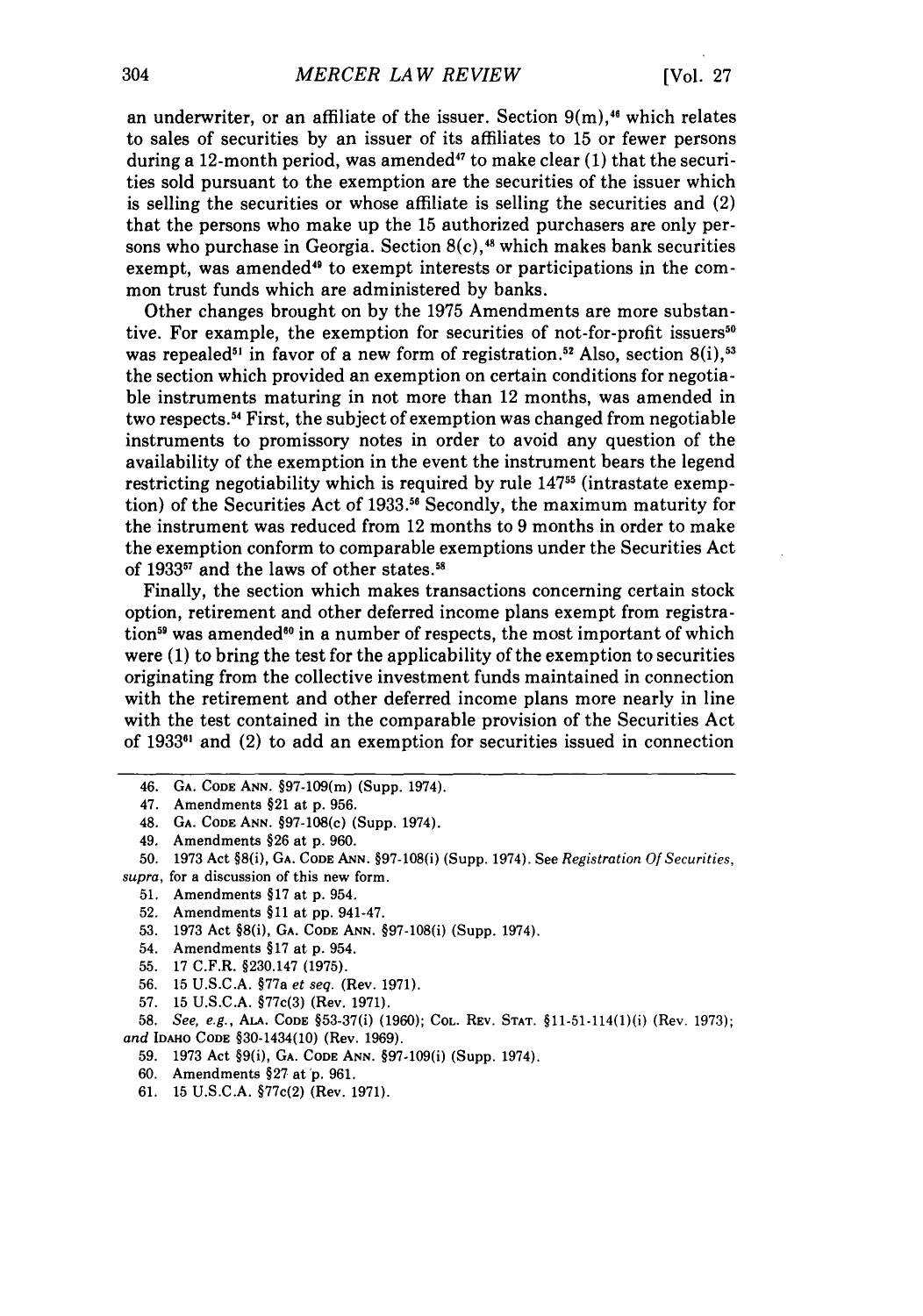an underwriter, or an affiliate of the issuer. Section 9(m),[46] which relates to sales of securities by an issuer of its affiliates to 15 or fewer persons during a 12-month period, was amended[47] to make clear (1) that the securities sold pursuant to the exemption are the securities of the issuer which is selling the securities or whose affiliate is selling the securities and (2) that the persons who make up the 15 authorized purchasers are only persons who purchase in Georgia. Section 8(c),[48] which makes bank securities exempt, was amended[49] to exempt interests or participations in the common trust funds which are administered by banks.

Other changes brought on by the 1975 Amendments are more substantive. For example, the exemption for securities of not-for-profit issuers[50] was repealed[51] in favor of a new form of registration.[52] Also, section 8(i),[53] the section which provided an exemption on certain conditions for negotiable instruments maturing in not more than 12 months, was amended in two respects.[54] First, the subject of exemption was changed from negotiable instruments to promissory notes in order to avoid any question of the availability of the exemption in the event the instrument bears the legend restricting negotiability which is required by rule 147[55] (intrastate exemption) of the Securities Act of 1933.[56] Secondly, the maximum maturity for the instrument was reduced from 12 months to 9 months in order to make the exemption conform to comparable exemptions under the Securities Act of 1933[57] and the laws of other states.[58]

Finally, the section which makes transactions concerning certain stock option, retirement and other deferred income plans exempt from registration[59] was amended[60] in a number of respects, the most important of which were (1) to bring the test for the applicability of the exemption to securities originating from the collective investment funds maintained in connection with the retirement and other deferred income plans more nearly in line with the test contained in the comparable provision of the Securities Act of 1933[61] and (2) to add an exemption for securities issued in connection

---

46. GA. CODE ANN. §97-109(m) (Supp. 1974).
47. Amendments §21 at p. 956.
48. GA. CODE ANN. §97-108(c) (Supp. 1974).
49. Amendments §26 at p. 960.
50. 1973 Act §8(i), GA. CODE ANN. §97-108(i) (Supp. 1974). See *Registration Of Securities*, *supra*, for a discussion of this new form.
51. Amendments §17 at p. 954.
52. Amendments §11 at pp. 941-47.
53. 1973 Act §8(i), GA. CODE ANN. §97-108(i) (Supp. 1974).
54. Amendments §17 at p. 954.
55. 17 C.F.R. §230.147 (1975).
56. 15 U.S.C.A. §77a *et seq.* (Rev. 1971).
57. 15 U.S.C.A. §77c(3) (Rev. 1971).
58. *See, e.g.*, ALA. CODE §53-37(i) (1960); COL. REV. STAT. §11-51-114(1)(i) (Rev. 1973); *and* IDAHO CODE §30-1434(10) (Rev. 1969).
59. 1973 Act §9(i), GA. CODE ANN. §97-109(i) (Supp. 1974).
60. Amendments §27 at p. 961.
61. 15 U.S.C.A. §77c(2) (Rev. 1971).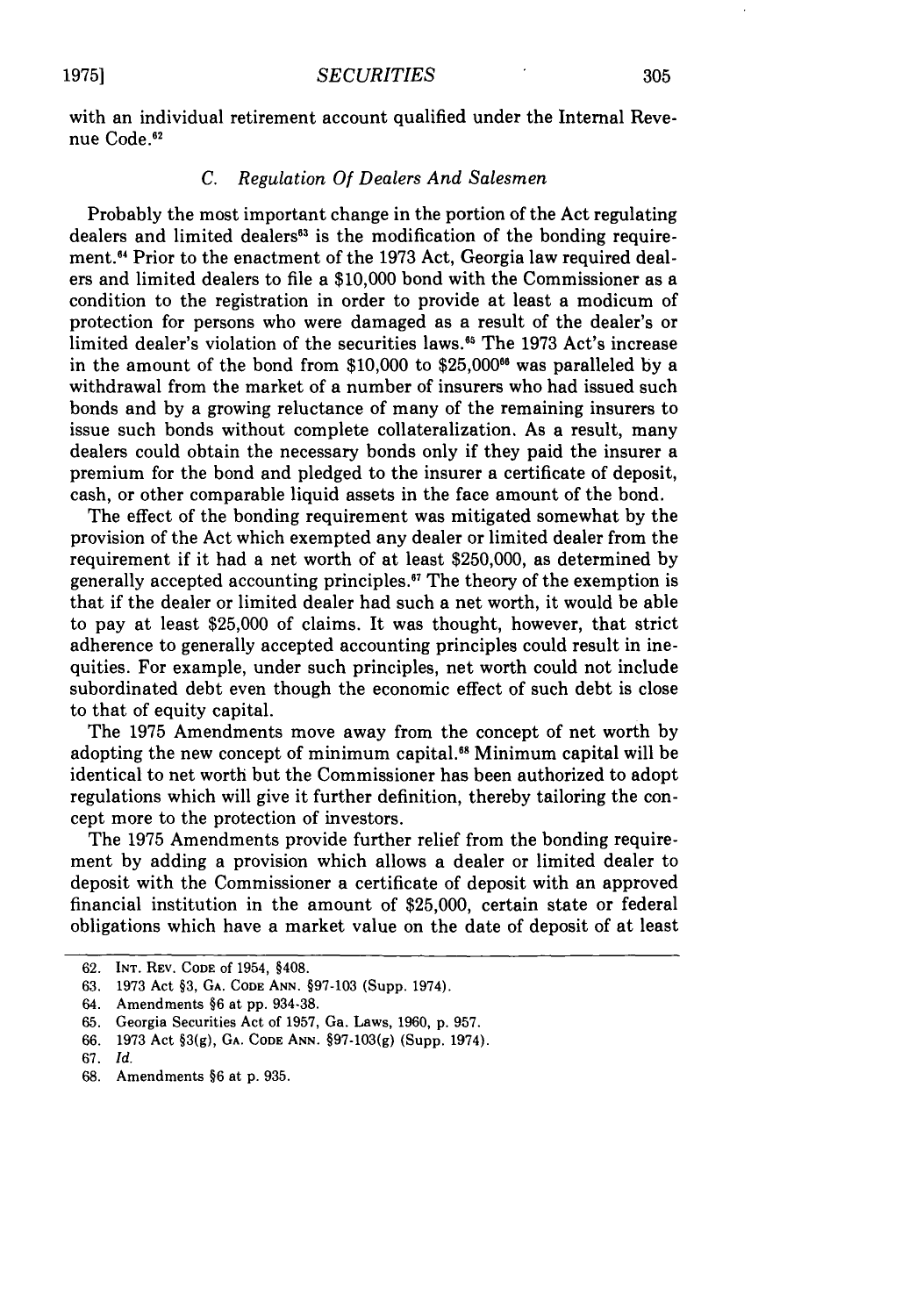with an individual retirement account qualified under the Internal Revenue Code.[62]

### C. *Regulation Of Dealers And Salesmen*

Probably the most important change in the portion of the Act regulating dealers and limited dealers[63] is the modification of the bonding requirement.[64] Prior to the enactment of the 1973 Act, Georgia law required dealers and limited dealers to file a $10,000 bond with the Commissioner as a condition to the registration in order to provide at least a modicum of protection for persons who were damaged as a result of the dealer's or limited dealer's violation of the securities laws.[65] The 1973 Act's increase in the amount of the bond from $10,000 to $25,000[66] was paralleled by a withdrawal from the market of a number of insurers who had issued such bonds and by a growing reluctance of many of the remaining insurers to issue such bonds without complete collateralization. As a result, many dealers could obtain the necessary bonds only if they paid the insurer a premium for the bond and pledged to the insurer a certificate of deposit, cash, or other comparable liquid assets in the face amount of the bond.

The effect of the bonding requirement was mitigated somewhat by the provision of the Act which exempted any dealer or limited dealer from the requirement if it had a net worth of at least $250,000, as determined by generally accepted accounting principles.[67] The theory of the exemption is that if the dealer or limited dealer had such a net worth, it would be able to pay at least $25,000 of claims. It was thought, however, that strict adherence to generally accepted accounting principles could result in inequities. For example, under such principles, net worth could not include subordinated debt even though the economic effect of such debt is close to that of equity capital.

The 1975 Amendments move away from the concept of net worth by adopting the new concept of minimum capital.[68] Minimum capital will be identical to net worth but the Commissioner has been authorized to adopt regulations which will give it further definition, thereby tailoring the concept more to the protection of investors.

The 1975 Amendments provide further relief from the bonding requirement by adding a provision which allows a dealer or limited dealer to deposit with the Commissioner a certificate of deposit with an approved financial institution in the amount of $25,000, certain state or federal obligations which have a market value on the date of deposit of at least

---

62. INT. REV. CODE of 1954, §408.
63. 1973 Act §3, GA. CODE ANN. §97-103 (Supp. 1974).
64. Amendments §6 at pp. 934-38.
65. Georgia Securities Act of 1957, Ga. Laws, 1960, p. 957.
66. 1973 Act §3(g), GA. CODE ANN. §97-103(g) (Supp. 1974).
67. *Id.*
68. Amendments §6 at p. 935.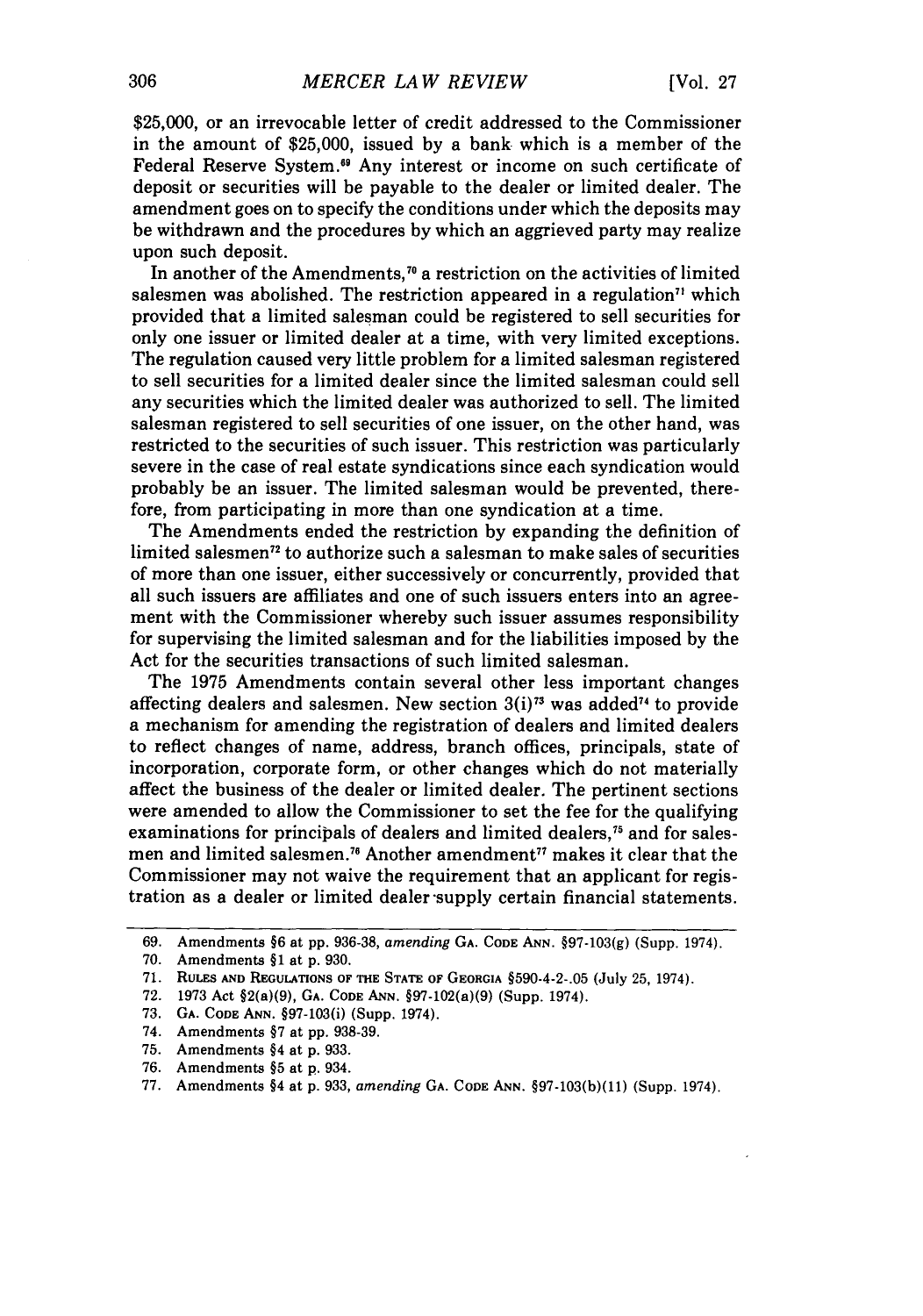$25,000, or an irrevocable letter of credit addressed to the Commissioner in the amount of $25,000, issued by a bank which is a member of the Federal Reserve System.[69] Any interest or income on such certificate of deposit or securities will be payable to the dealer or limited dealer. The amendment goes on to specify the conditions under which the deposits may be withdrawn and the procedures by which an aggrieved party may realize upon such deposit.

In another of the Amendments,[70] a restriction on the activities of limited salesmen was abolished. The restriction appeared in a regulation[71] which provided that a limited salesman could be registered to sell securities for only one issuer or limited dealer at a time, with very limited exceptions. The regulation caused very little problem for a limited salesman registered to sell securities for a limited dealer since the limited salesman could sell any securities which the limited dealer was authorized to sell. The limited salesman registered to sell securities of one issuer, on the other hand, was restricted to the securities of such issuer. This restriction was particularly severe in the case of real estate syndications since each syndication would probably be an issuer. The limited salesman would be prevented, therefore, from participating in more than one syndication at a time.

The Amendments ended the restriction by expanding the definition of limited salesmen[72] to authorize such a salesman to make sales of securities of more than one issuer, either successively or concurrently, provided that all such issuers are affiliates and one of such issuers enters into an agreement with the Commissioner whereby such issuer assumes responsibility for supervising the limited salesman and for the liabilities imposed by the Act for the securities transactions of such limited salesman.

The 1975 Amendments contain several other less important changes affecting dealers and salesmen. New section 3(i)[73] was added[74] to provide a mechanism for amending the registration of dealers and limited dealers to reflect changes of name, address, branch offices, principals, state of incorporation, corporate form, or other changes which do not materially affect the business of the dealer or limited dealer. The pertinent sections were amended to allow the Commissioner to set the fee for the qualifying examinations for principals of dealers and limited dealers,[75] and for salesmen and limited salesmen.[76] Another amendment[77] makes it clear that the Commissioner may not waive the requirement that an applicant for registration as a dealer or limited dealer supply certain financial statements.

---

69. Amendments §6 at pp. 936-38, *amending* GA. CODE ANN. §97-103(g) (Supp. 1974).
70. Amendments §1 at p. 930.
71. RULES AND REGULATIONS OF THE STATE OF GEORGIA §590-4-2-.05 (July 25, 1974).
72. 1973 Act §2(a)(9), GA. CODE ANN. §97-102(a)(9) (Supp. 1974).
73. GA. CODE ANN. §97-103(i) (Supp. 1974).
74. Amendments §7 at pp. 938-39.
75. Amendments §4 at p. 933.
76. Amendments §5 at p. 934.
77. Amendments §4 at p. 933, *amending* GA. CODE ANN. §97-103(b)(11) (Supp. 1974).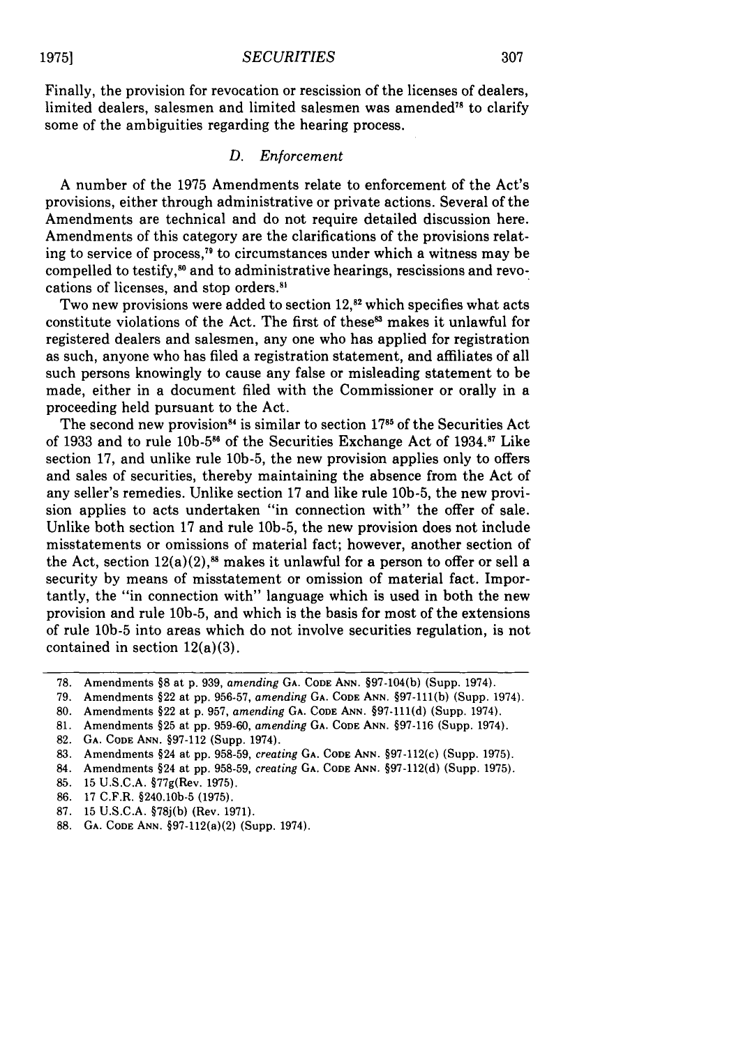Finally, the provision for revocation or rescission of the licenses of dealers, limited dealers, salesmen and limited salesmen was amended[78] to clarify some of the ambiguities regarding the hearing process.

### *D. Enforcement*

A number of the 1975 Amendments relate to enforcement of the Act's provisions, either through administrative or private actions. Several of the Amendments are technical and do not require detailed discussion here. Amendments of this category are the clarifications of the provisions relating to service of process,[79] to circumstances under which a witness may be compelled to testify,[80] and to administrative hearings, rescissions and revocations of licenses, and stop orders.[81]

Two new provisions were added to section 12,[82] which specifies what acts constitute violations of the Act. The first of these[83] makes it unlawful for registered dealers and salesmen, any one who has applied for registration as such, anyone who has filed a registration statement, and affiliates of all such persons knowingly to cause any false or misleading statement to be made, either in a document filed with the Commissioner or orally in a proceeding held pursuant to the Act.

The second new provision[84] is similar to section 17[85] of the Securities Act of 1933 and to rule 10b-5[86] of the Securities Exchange Act of 1934.[87] Like section 17, and unlike rule 10b-5, the new provision applies only to offers and sales of securities, thereby maintaining the absence from the Act of any seller's remedies. Unlike section 17 and like rule 10b-5, the new provision applies to acts undertaken "in connection with" the offer of sale. Unlike both section 17 and rule 10b-5, the new provision does not include misstatements or omissions of material fact; however, another section of the Act, section 12(a)(2),[88] makes it unlawful for a person to offer or sell a security by means of misstatement or omission of material fact. Importantly, the "in connection with" language which is used in both the new provision and rule 10b-5, and which is the basis for most of the extensions of rule 10b-5 into areas which do not involve securities regulation, is not contained in section 12(a)(3).

---

78. Amendments §8 at p. 939, *amending* GA. CODE ANN. §97-104(b) (Supp. 1974).
79. Amendments §22 at pp. 956-57, *amending* GA. CODE ANN. §97-111(b) (Supp. 1974).
80. Amendments §22 at p. 957, *amending* GA. CODE ANN. §97-111(d) (Supp. 1974).
81. Amendments §25 at pp. 959-60, *amending* GA. CODE ANN. §97-116 (Supp. 1974).
82. GA. CODE ANN. §97-112 (Supp. 1974).
83. Amendments §24 at pp. 958-59, *creating* GA. CODE ANN. §97-112(c) (Supp. 1975).
84. Amendments §24 at pp. 958-59, *creating* GA. CODE ANN. §97-112(d) (Supp. 1975).
85. 15 U.S.C.A. §77g(Rev. 1975).
86. 17 C.F.R. §240.10b-5 (1975).
87. 15 U.S.C.A. §78j(b) (Rev. 1971).
88. GA. CODE ANN. §97-112(a)(2) (Supp. 1974).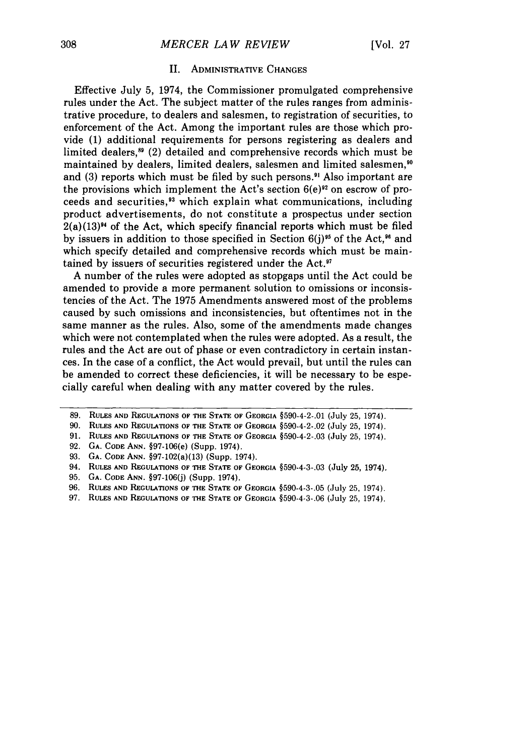## II. ADMINISTRATIVE CHANGES

Effective July 5, 1974, the Commissioner promulgated comprehensive rules under the Act. The subject matter of the rules ranges from administrative procedure, to dealers and salesmen, to registration of securities, to enforcement of the Act. Among the important rules are those which provide (1) additional requirements for persons registering as dealers and limited dealers,[89] (2) detailed and comprehensive records which must be maintained by dealers, limited dealers, salesmen and limited salesmen,[90] and (3) reports which must be filed by such persons.[91] Also important are the provisions which implement the Act's section 6(e)[92] on escrow of proceeds and securities,[93] which explain what communications, including product advertisements, do not constitute a prospectus under section 2(a)(13)[94] of the Act, which specify financial reports which must be filed by issuers in addition to those specified in Section 6(j)[95] of the Act,[96] and which specify detailed and comprehensive records which must be maintained by issuers of securities registered under the Act.[97]

A number of the rules were adopted as stopgaps until the Act could be amended to provide a more permanent solution to omissions or inconsistencies of the Act. The 1975 Amendments answered most of the problems caused by such omissions and inconsistencies, but oftentimes not in the same manner as the rules. Also, some of the amendments made changes which were not contemplated when the rules were adopted. As a result, the rules and the Act are out of phase or even contradictory in certain instances. In the case of a conflict, the Act would prevail, but until the rules can be amended to correct these deficiencies, it will be necessary to be especially careful when dealing with any matter covered by the rules.

---

89. RULES AND REGULATIONS OF THE STATE OF GEORGIA §590-4-2-.01 (July 25, 1974).
90. RULES AND REGULATIONS OF THE STATE OF GEORGIA §590-4-2-.02 (July 25, 1974).
91. RULES AND REGULATIONS OF THE STATE OF GEORGIA §590-4-2-.03 (July 25, 1974).
92. GA. CODE ANN. §97-106(e) (Supp. 1974).
93. GA. CODE ANN. §97-102(a)(13) (Supp. 1974).
94. RULES AND REGULATIONS OF THE STATE OF GEORGIA §590-4-3-.03 (July 25, 1974).
95. GA. CODE ANN. §97-106(j) (Supp. 1974).
96. RULES AND REGULATIONS OF THE STATE OF GEORGIA §590-4-3-.05 (July 25, 1974).
97. RULES AND REGULATIONS OF THE STATE OF GEORGIA §590-4-3-.06 (July 25, 1974).